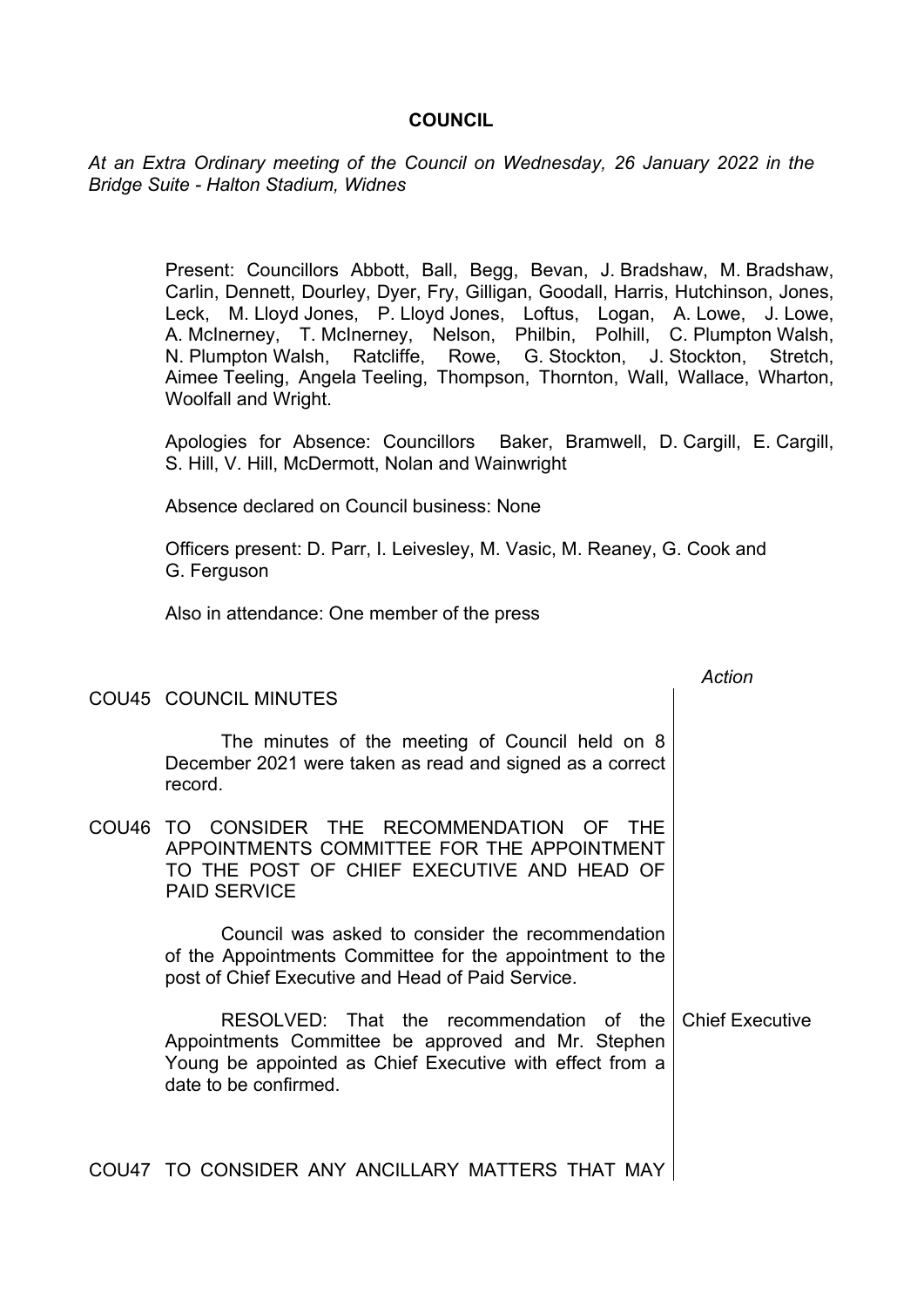# COUNCIL

*At an Extra Ordinary meeting of the Council on Wednesday, 26 January 2022 in the Bridge Suite - Halton Stadium, Widnes*

Present: Councillors Abbott, Ball, Begg, Bevan, J. Bradshaw, M. Bradshaw, Carlin, Dennett, Dourley, Dyer, Fry, Gilligan, Goodall, Harris, Hutchinson, Jones, Leck, M. Lloyd Jones, P. Lloyd Jones, Loftus, Logan, A. Lowe, J. Lowe, A. McInerney, T. McInerney, Nelson, Philbin, Polhill, C. Plumpton Walsh, N. Plumpton Walsh, Ratcliffe, Rowe, G. Stockton, J. Stockton, Stretch, Aimee Teeling, Angela Teeling, Thompson, Thornton, Wall, Wallace, Wharton, Woolfall and Wright.

Apologies for Absence: Councillors Baker, Bramwell, D. Cargill, E. Cargill, S. Hill, V. Hill, McDermott, Nolan and Wainwright

Absence declared on Council business: None

Officers present: D. Parr, I. Leivesley, M. Vasic, M. Reaney, G. Cook and G. Ferguson

Also in attendance: One member of the press

| | | *Action* |
|---|---|---|
| COU45 | COUNCIL MINUTES | |
| | The minutes of the meeting of Council held on 8 December 2021 were taken as read and signed as a correct record. | |
| COU46 | TO CONSIDER THE RECOMMENDATION OF THE APPOINTMENTS COMMITTEE FOR THE APPOINTMENT TO THE POST OF CHIEF EXECUTIVE AND HEAD OF PAID SERVICE | |
| | Council was asked to consider the recommendation of the Appointments Committee for the appointment to the post of Chief Executive and Head of Paid Service. | |
| | RESOLVED: That the recommendation of the Appointments Committee be approved and Mr. Stephen Young be appointed as Chief Executive with effect from a date to be confirmed. | Chief Executive |
| COU47 | TO CONSIDER ANY ANCILLARY MATTERS THAT MAY | |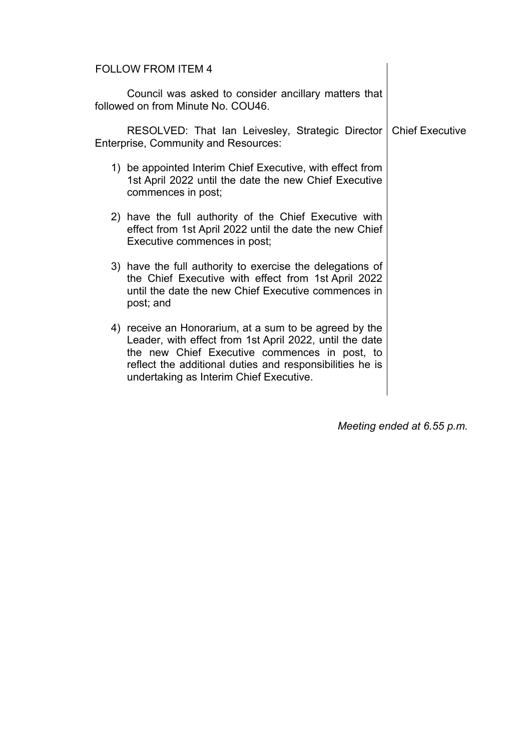FOLLOW FROM ITEM 4

Council was asked to consider ancillary matters that followed on from Minute No. COU46.

RESOLVED: That Ian Leivesley, Strategic Director Enterprise, Community and Resources: — Chief Executive

1) be appointed Interim Chief Executive, with effect from 1st April 2022 until the date the new Chief Executive commences in post;

2) have the full authority of the Chief Executive with effect from 1st April 2022 until the date the new Chief Executive commences in post;

3) have the full authority to exercise the delegations of the Chief Executive with effect from 1st April 2022 until the date the new Chief Executive commences in post; and

4) receive an Honorarium, at a sum to be agreed by the Leader, with effect from 1st April 2022, until the date the new Chief Executive commences in post, to reflect the additional duties and responsibilities he is undertaking as Interim Chief Executive.

*Meeting ended at 6.55 p.m.*